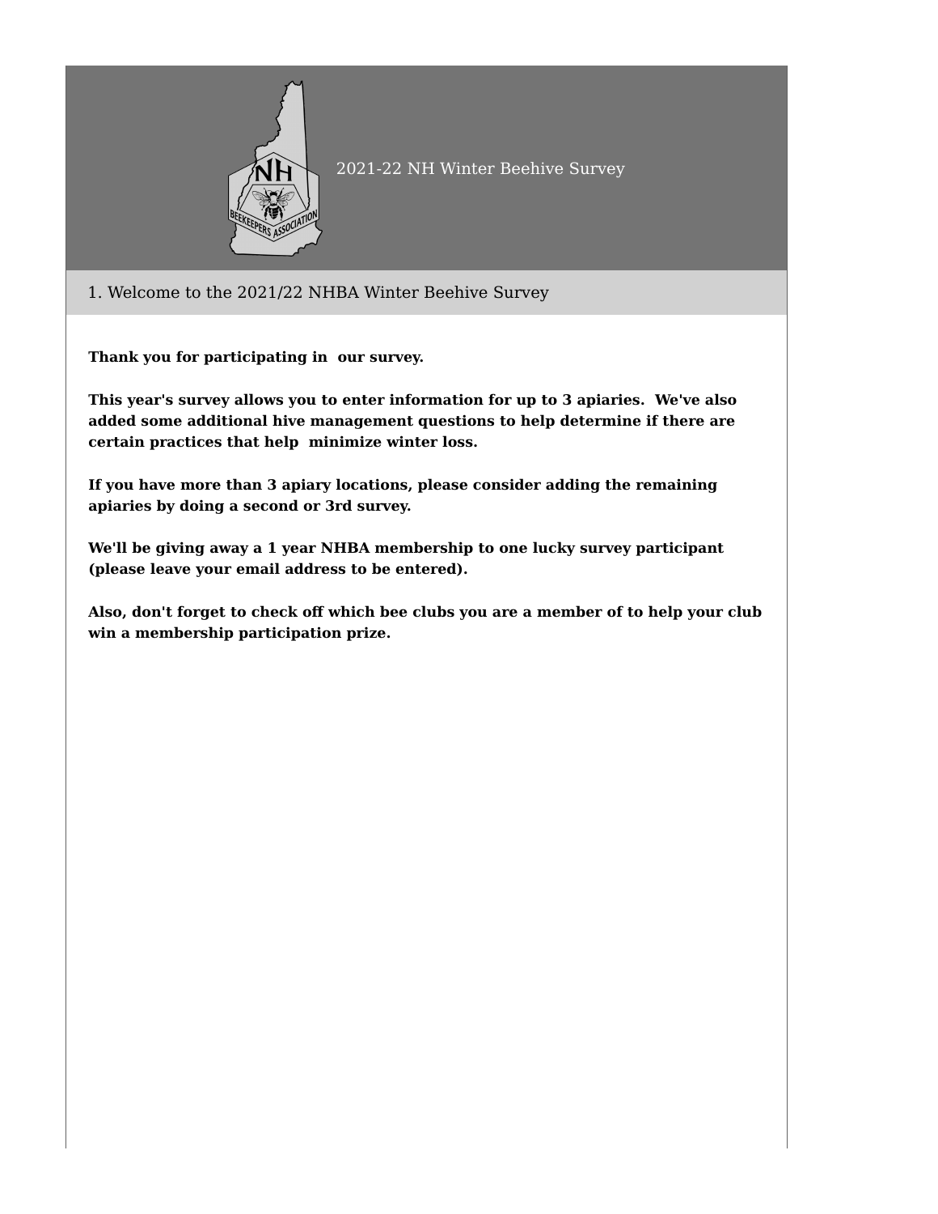# 2021-22 NH Winter Beehive Survey

## 1. Welcome to the 2021/22 NHBA Winter Beehive Survey

**Thank you for participating in our survey.**

**This year's survey allows you to enter information for up to 3 apiaries. We've also added some additional hive management questions to help determine if there are certain practices that help minimize winter loss.**

**If you have more than 3 apiary locations, please consider adding the remaining apiaries by doing a second or 3rd survey.**

**We'll be giving away a 1 year NHBA membership to one lucky survey participant (please leave your email address to be entered).**

**Also, don't forget to check off which bee clubs you are a member of to help your club win a membership participation prize.**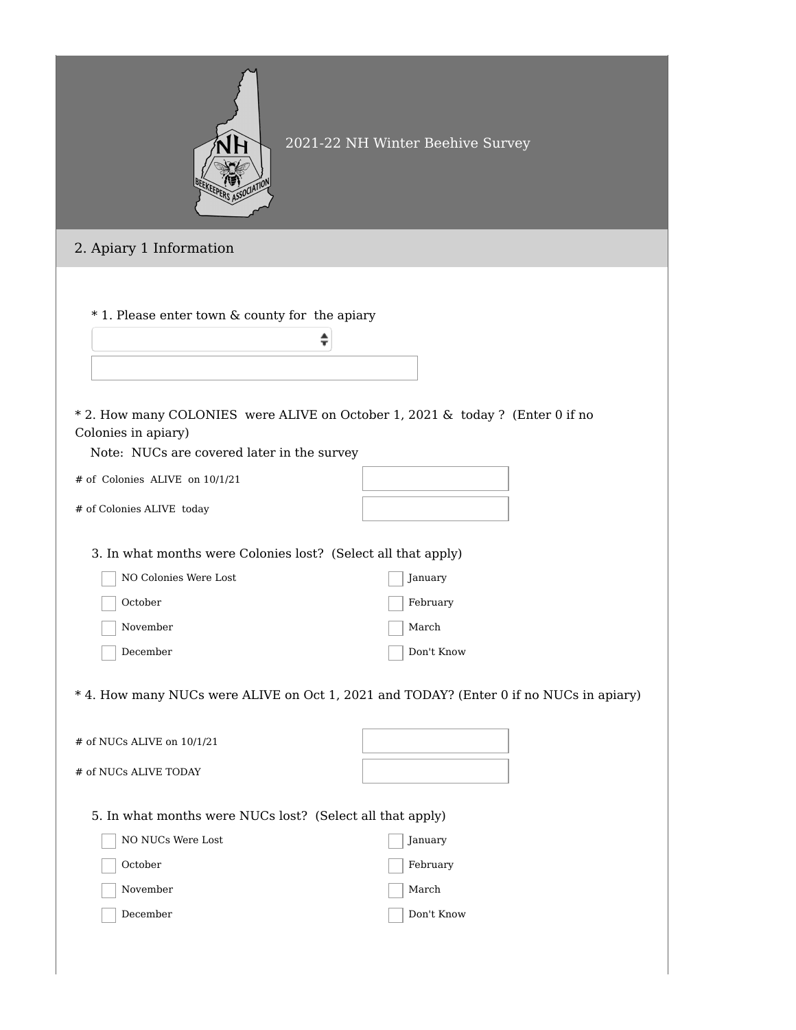2021-22 NH Winter Beehive Survey

## 2. Apiary 1 Information

\* 1. Please enter town & county for the apiary

\* 2. How many COLONIES were ALIVE on October 1, 2021 & today ? (Enter 0 if no Colonies in apiary)

Note: NUCs are covered later in the survey

# of Colonies ALIVE on 10/1/21

# of Colonies ALIVE today

3. In what months were Colonies lost? (Select all that apply)

- [ ] NO Colonies Were Lost
- [ ] October
- [ ] November
- [ ] December
- [ ] January
- [ ] February
- [ ] March
- [ ] Don't Know

\* 4. How many NUCs were ALIVE on Oct 1, 2021 and TODAY? (Enter 0 if no NUCs in apiary)

# of NUCs ALIVE on 10/1/21

# of NUCs ALIVE TODAY

5. In what months were NUCs lost? (Select all that apply)

- [ ] NO NUCs Were Lost
- [ ] October
- [ ] November
- [ ] December
- [ ] January
- [ ] February
- [ ] March
- [ ] Don't Know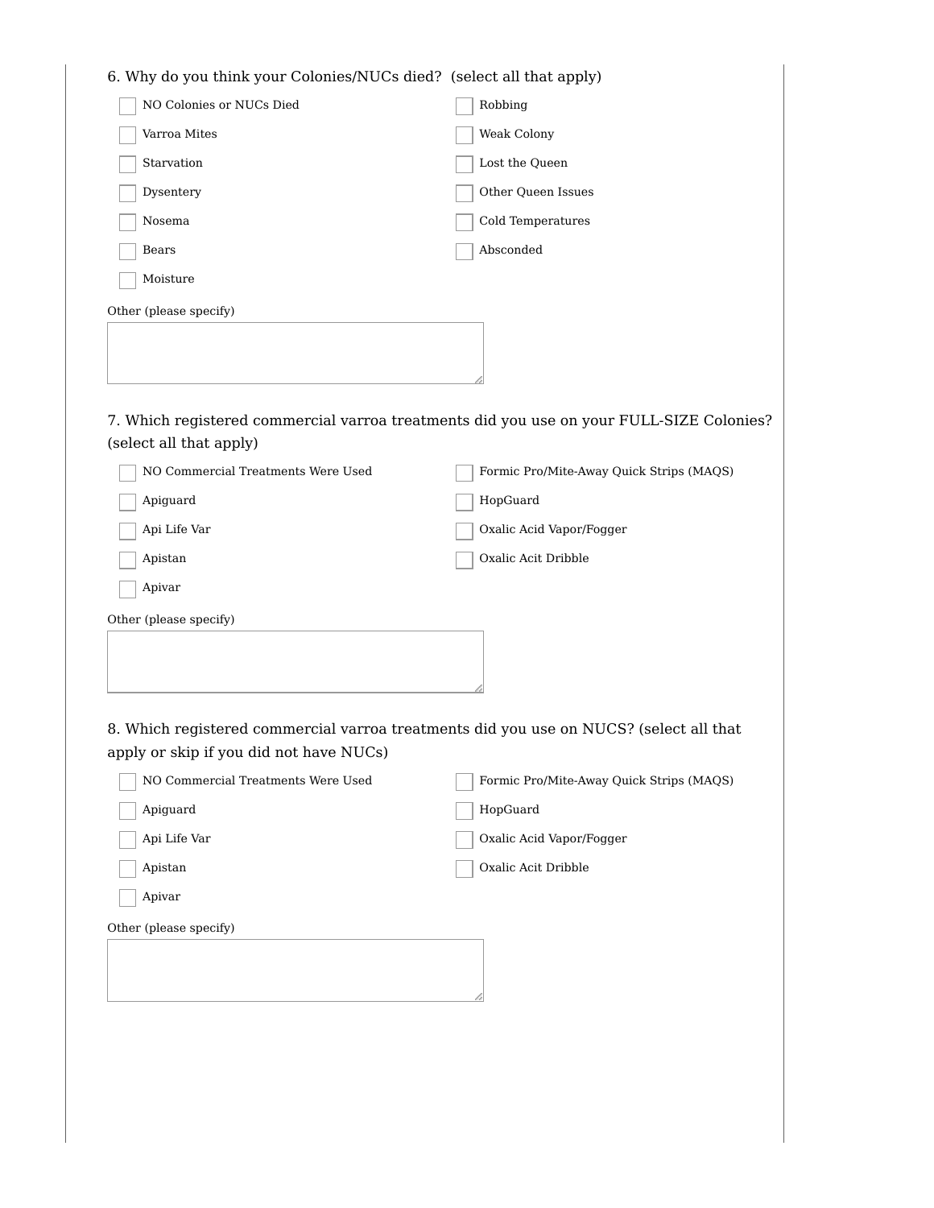6. Why do you think your Colonies/NUCs died? (select all that apply)

- [ ] NO Colonies or NUCs Died
- [ ] Varroa Mites
- [ ] Starvation
- [ ] Dysentery
- [ ] Nosema
- [ ] Bears
- [ ] Moisture
- [ ] Robbing
- [ ] Weak Colony
- [ ] Lost the Queen
- [ ] Other Queen Issues
- [ ] Cold Temperatures
- [ ] Absconded

Other (please specify)

7. Which registered commercial varroa treatments did you use on your FULL-SIZE Colonies? (select all that apply)

- [ ] NO Commercial Treatments Were Used
- [ ] Apiguard
- [ ] Api Life Var
- [ ] Apistan
- [ ] Apivar
- [ ] Formic Pro/Mite-Away Quick Strips (MAQS)
- [ ] HopGuard
- [ ] Oxalic Acid Vapor/Fogger
- [ ] Oxalic Acit Dribble

Other (please specify)

8. Which registered commercial varroa treatments did you use on NUCS? (select all that apply or skip if you did not have NUCs)

- [ ] NO Commercial Treatments Were Used
- [ ] Apiguard
- [ ] Api Life Var
- [ ] Apistan
- [ ] Apivar
- [ ] Formic Pro/Mite-Away Quick Strips (MAQS)
- [ ] HopGuard
- [ ] Oxalic Acid Vapor/Fogger
- [ ] Oxalic Acit Dribble

Other (please specify)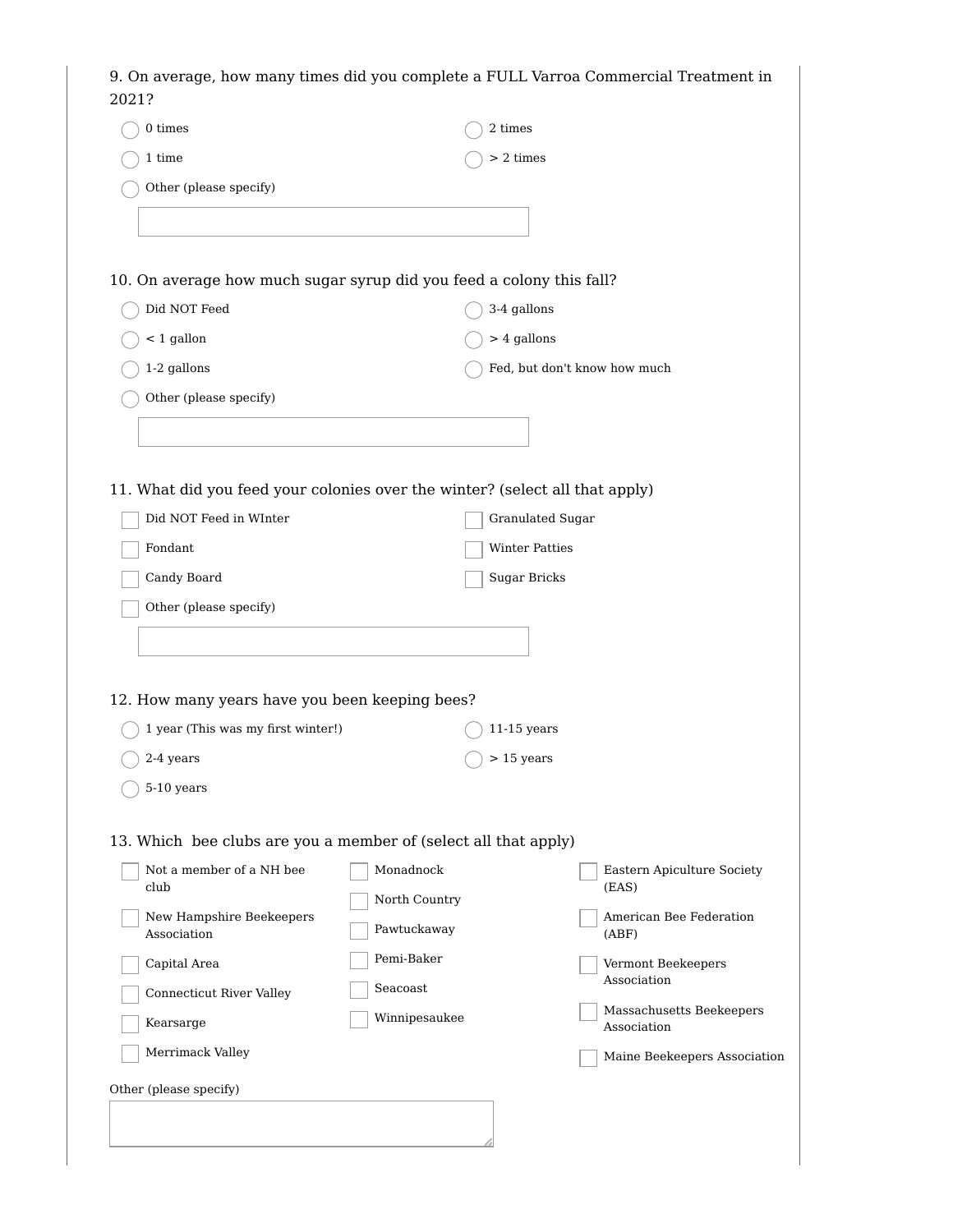9. On average, how many times did you complete a FULL Varroa Commercial Treatment in 2021?

- ◯ 0 times
- ◯ 1 time
- ◯ 2 times
- ◯ > 2 times
- ◯ Other (please specify)

\_\_\_\_\_\_\_\_\_\_\_\_\_\_\_\_\_\_\_\_

10. On average how much sugar syrup did you feed a colony this fall?

- ◯ Did NOT Feed
- ◯ < 1 gallon
- ◯ 1-2 gallons
- ◯ 3-4 gallons
- ◯ > 4 gallons
- ◯ Fed, but don't know how much
- ◯ Other (please specify)

\_\_\_\_\_\_\_\_\_\_\_\_\_\_\_\_\_\_\_\_

11. What did you feed your colonies over the winter? (select all that apply)

- ☐ Did NOT Feed in WInter
- ☐ Fondant
- ☐ Candy Board
- ☐ Granulated Sugar
- ☐ Winter Patties
- ☐ Sugar Bricks
- ☐ Other (please specify)

\_\_\_\_\_\_\_\_\_\_\_\_\_\_\_\_\_\_\_\_

12. How many years have you been keeping bees?

- ◯ 1 year (This was my first winter!)
- ◯ 2-4 years
- ◯ 5-10 years
- ◯ 11-15 years
- ◯ > 15 years

13. Which bee clubs are you a member of (select all that apply)

- ☐ Not a member of a NH bee club
- ☐ New Hampshire Beekeepers Association
- ☐ Capital Area
- ☐ Connecticut River Valley
- ☐ Kearsarge
- ☐ Merrimack Valley
- ☐ Monadnock
- ☐ North Country
- ☐ Pawtuckaway
- ☐ Pemi-Baker
- ☐ Seacoast
- ☐ Winnipesaukee
- ☐ Eastern Apiculture Society (EAS)
- ☐ American Bee Federation (ABF)
- ☐ Vermont Beekeepers Association
- ☐ Massachusetts Beekeepers Association
- ☐ Maine Beekeepers Association

Other (please specify)

\_\_\_\_\_\_\_\_\_\_\_\_\_\_\_\_\_\_\_\_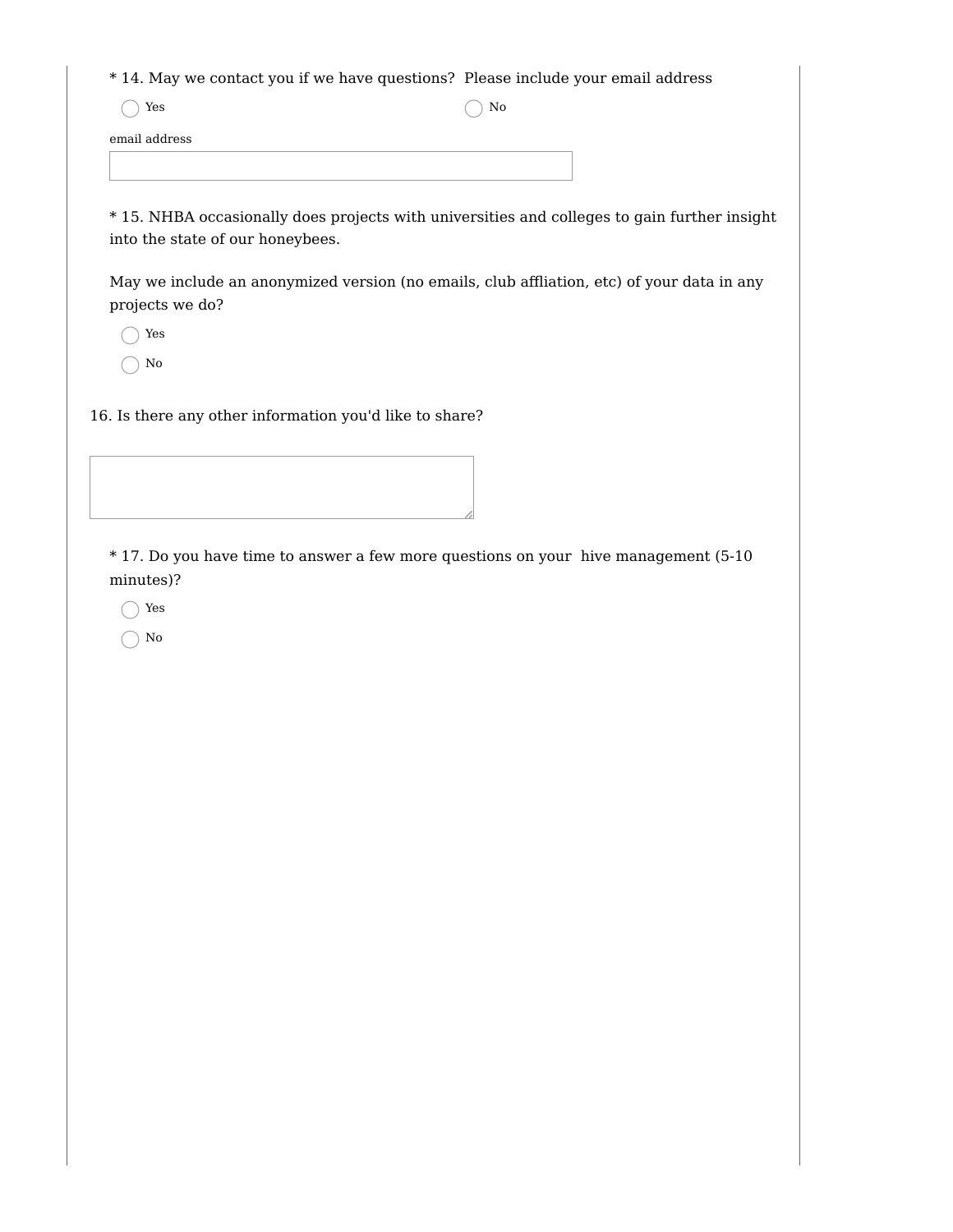* 14. May we contact you if we have questions?  Please include your email address

◯ Yes ◯ No

email address

\_\_\_\_\_\_\_\_\_\_\_\_\_\_\_\_\_\_\_\_\_\_\_\_\_\_\_\_\_\_

* 15. NHBA occasionally does projects with universities and colleges to gain further insight into the state of our honeybees.

May we include an anonymized version (no emails, club affliation, etc) of your data in any projects we do?

◯ Yes

◯ No

16. Is there any other information you'd like to share?

\_\_\_\_\_\_\_\_\_\_\_\_\_\_\_\_\_\_\_\_\_\_\_\_\_\_\_\_\_\_

* 17. Do you have time to answer a few more questions on your  hive management (5-10 minutes)?

◯ Yes

◯ No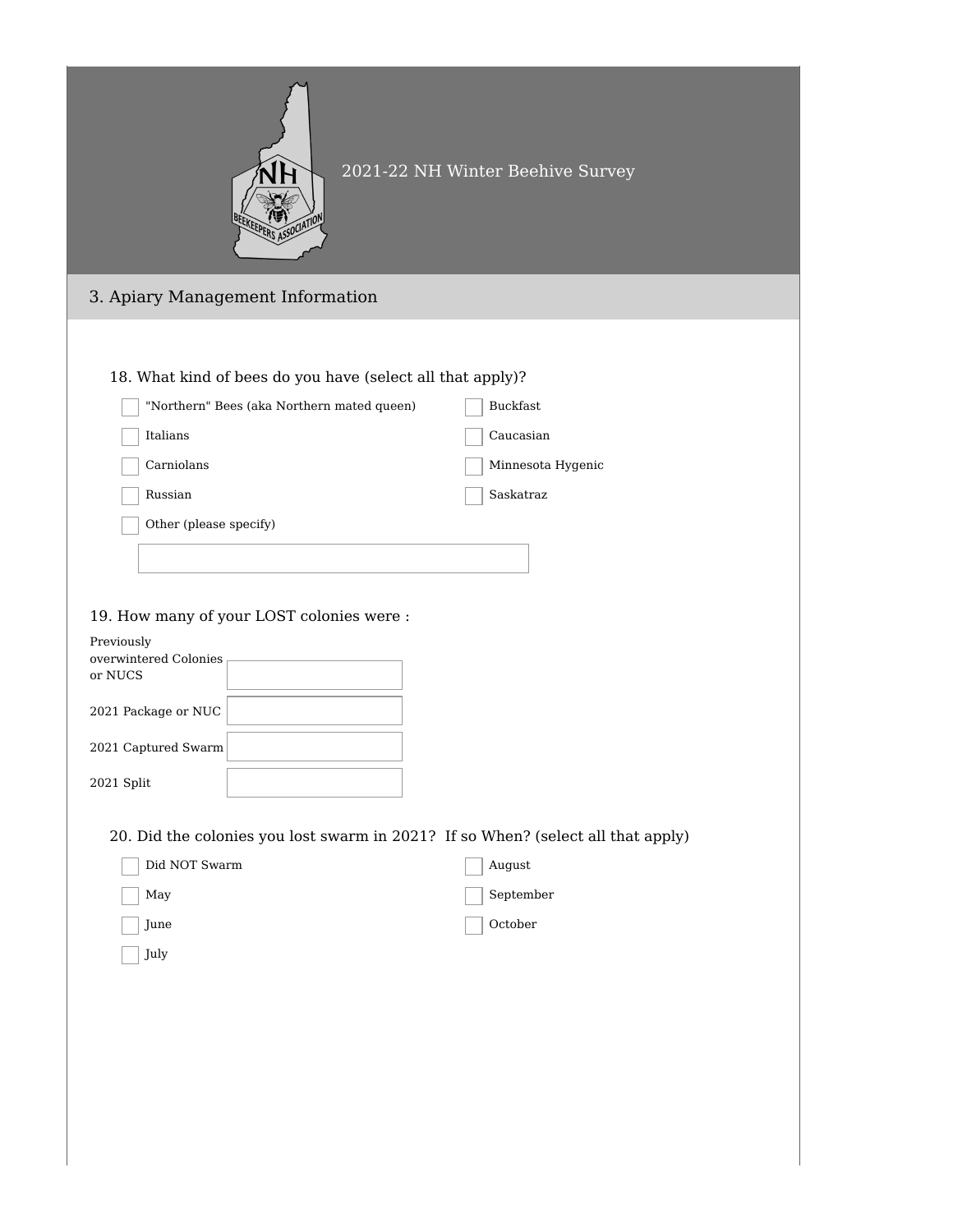2021-22 NH Winter Beehive Survey

## 3. Apiary Management Information

18. What kind of bees do you have (select all that apply)?

- [ ] "Northern" Bees (aka Northern mated queen)
- [ ] Italians
- [ ] Carniolans
- [ ] Russian
- [ ] Buckfast
- [ ] Caucasian
- [ ] Minnesota Hygenic
- [ ] Saskatraz
- [ ] Other (please specify)

\_\_\_\_\_\_\_\_\_\_\_\_\_\_\_\_\_\_\_\_

19. How many of your LOST colonies were :

| | |
|---|---|
| Previously overwintered Colonies or NUCS | |
| 2021 Package or NUC | |
| 2021 Captured Swarm | |
| 2021 Split | |

20. Did the colonies you lost swarm in 2021? If so When? (select all that apply)

- [ ] Did NOT Swarm
- [ ] May
- [ ] June
- [ ] July
- [ ] August
- [ ] September
- [ ] October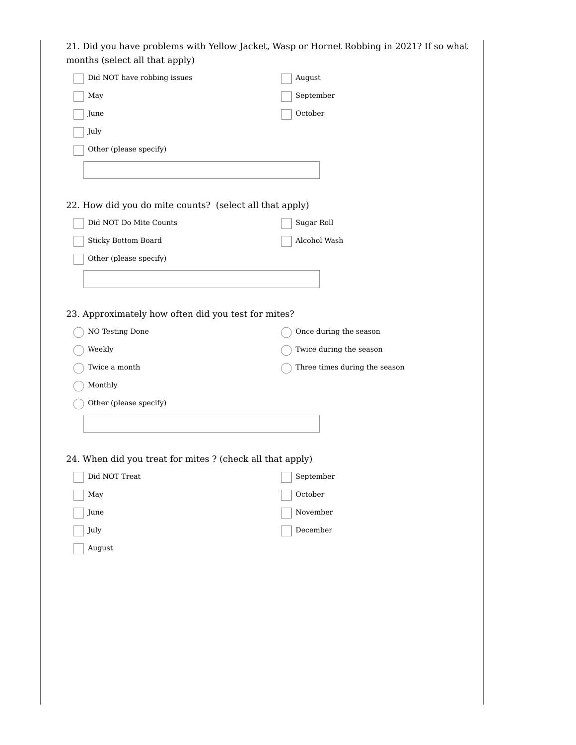21. Did you have problems with Yellow Jacket, Wasp or Hornet Robbing in 2021? If so what months (select all that apply)

- [ ] Did NOT have robbing issues
- [ ] May
- [ ] June
- [ ] July
- [ ] August
- [ ] September
- [ ] October
- [ ] Other (please specify)

\_\_\_\_\_\_\_\_\_\_\_\_\_\_\_\_\_\_\_\_

22. How did you do mite counts? (select all that apply)

- [ ] Did NOT Do Mite Counts
- [ ] Sticky Bottom Board
- [ ] Sugar Roll
- [ ] Alcohol Wash
- [ ] Other (please specify)

\_\_\_\_\_\_\_\_\_\_\_\_\_\_\_\_\_\_\_\_

23. Approximately how often did you test for mites?

- ○ NO Testing Done
- ○ Weekly
- ○ Twice a month
- ○ Monthly
- ○ Once during the season
- ○ Twice during the season
- ○ Three times during the season
- ○ Other (please specify)

\_\_\_\_\_\_\_\_\_\_\_\_\_\_\_\_\_\_\_\_

24. When did you treat for mites ? (check all that apply)

- [ ] Did NOT Treat
- [ ] May
- [ ] June
- [ ] July
- [ ] August
- [ ] September
- [ ] October
- [ ] November
- [ ] December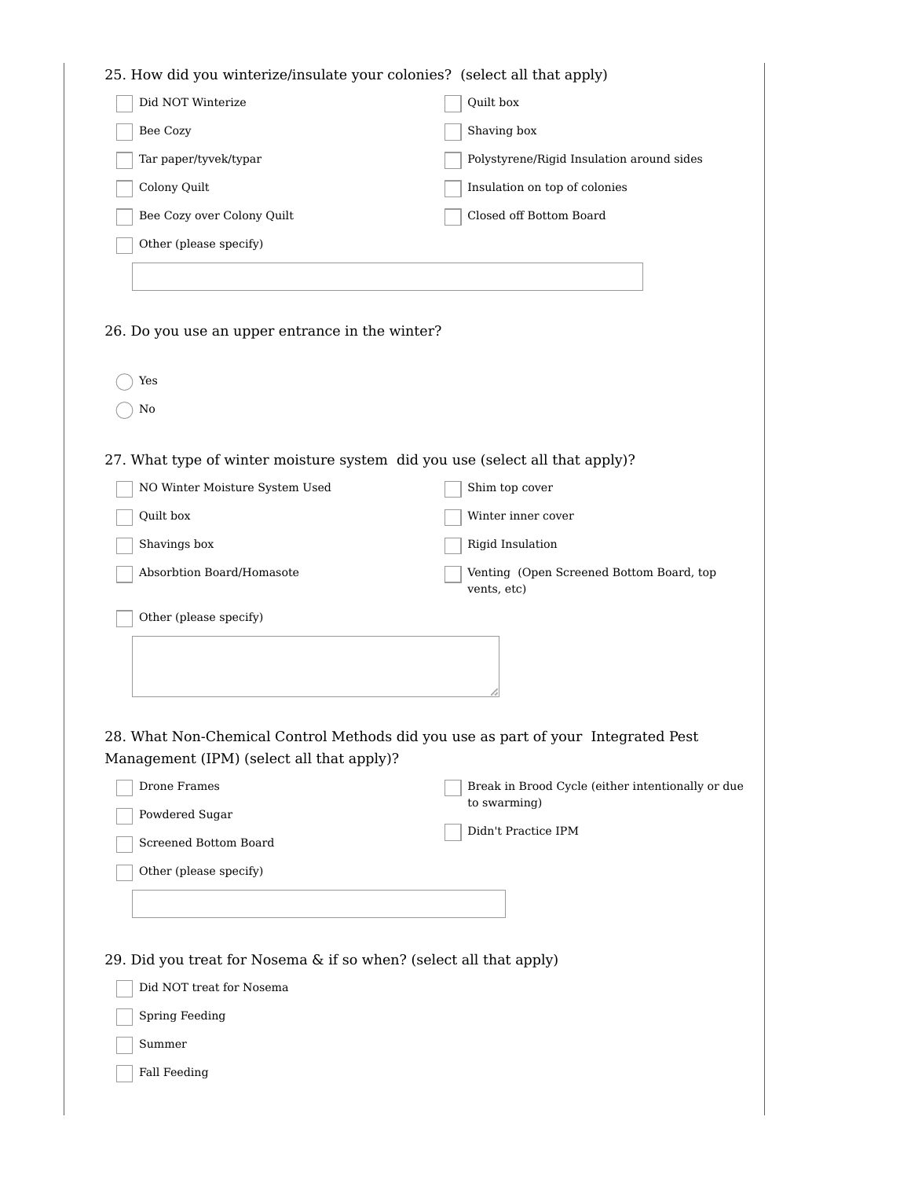25. How did you winterize/insulate your colonies? (select all that apply)

- [ ] Did NOT Winterize
- [ ] Bee Cozy
- [ ] Tar paper/tyvek/typar
- [ ] Colony Quilt
- [ ] Bee Cozy over Colony Quilt
- [ ] Quilt box
- [ ] Shaving box
- [ ] Polystyrene/Rigid Insulation around sides
- [ ] Insulation on top of colonies
- [ ] Closed off Bottom Board
- [ ] Other (please specify)

26. Do you use an upper entrance in the winter?

- ( ) Yes
- ( ) No

27. What type of winter moisture system did you use (select all that apply)?

- [ ] NO Winter Moisture System Used
- [ ] Quilt box
- [ ] Shavings box
- [ ] Absorbtion Board/Homasote
- [ ] Shim top cover
- [ ] Winter inner cover
- [ ] Rigid Insulation
- [ ] Venting (Open Screened Bottom Board, top vents, etc)
- [ ] Other (please specify)

28. What Non-Chemical Control Methods did you use as part of your Integrated Pest Management (IPM) (select all that apply)?

- [ ] Drone Frames
- [ ] Powdered Sugar
- [ ] Screened Bottom Board
- [ ] Break in Brood Cycle (either intentionally or due to swarming)
- [ ] Didn't Practice IPM
- [ ] Other (please specify)

29. Did you treat for Nosema & if so when? (select all that apply)

- [ ] Did NOT treat for Nosema
- [ ] Spring Feeding
- [ ] Summer
- [ ] Fall Feeding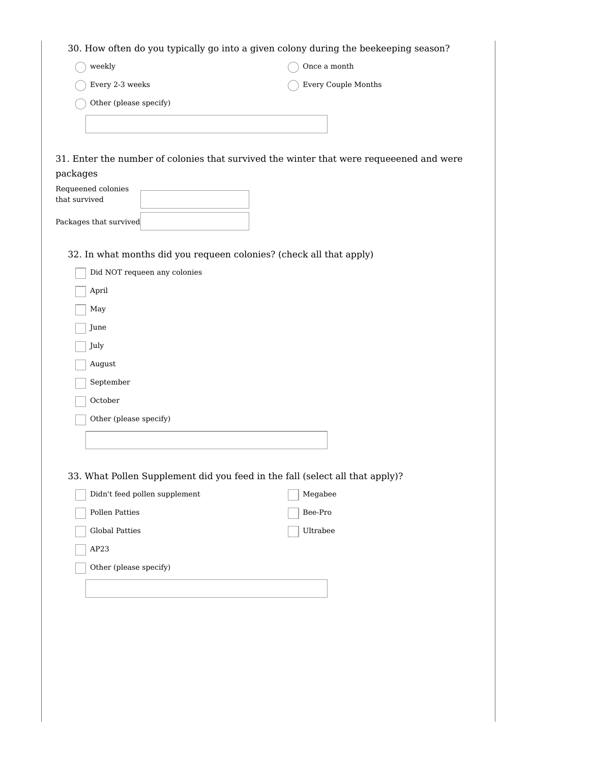30. How often do you typically go into a given colony during the beekeeping season?

- ◯ weekly
- ◯ Once a month
- ◯ Every 2-3 weeks
- ◯ Every Couple Months
- ◯ Other (please specify)

\_\_\_\_\_\_\_\_\_\_\_\_\_\_\_\_\_\_\_\_

31. Enter the number of colonies that survived the winter that were requeeened and were packages

Requeened colonies that survived \_\_\_\_\_\_\_\_\_\_

Packages that survived \_\_\_\_\_\_\_\_\_\_

32. In what months did you requeen colonies? (check all that apply)

- ☐ Did NOT requeen any colonies
- ☐ April
- ☐ May
- ☐ June
- ☐ July
- ☐ August
- ☐ September
- ☐ October
- ☐ Other (please specify)

\_\_\_\_\_\_\_\_\_\_\_\_\_\_\_\_\_\_\_\_

33. What Pollen Supplement did you feed in the fall (select all that apply)?

- ☐ Didn't feed pollen supplement
- ☐ Megabee
- ☐ Pollen Patties
- ☐ Bee-Pro
- ☐ Global Patties
- ☐ Ultrabee
- ☐ AP23
- ☐ Other (please specify)

\_\_\_\_\_\_\_\_\_\_\_\_\_\_\_\_\_\_\_\_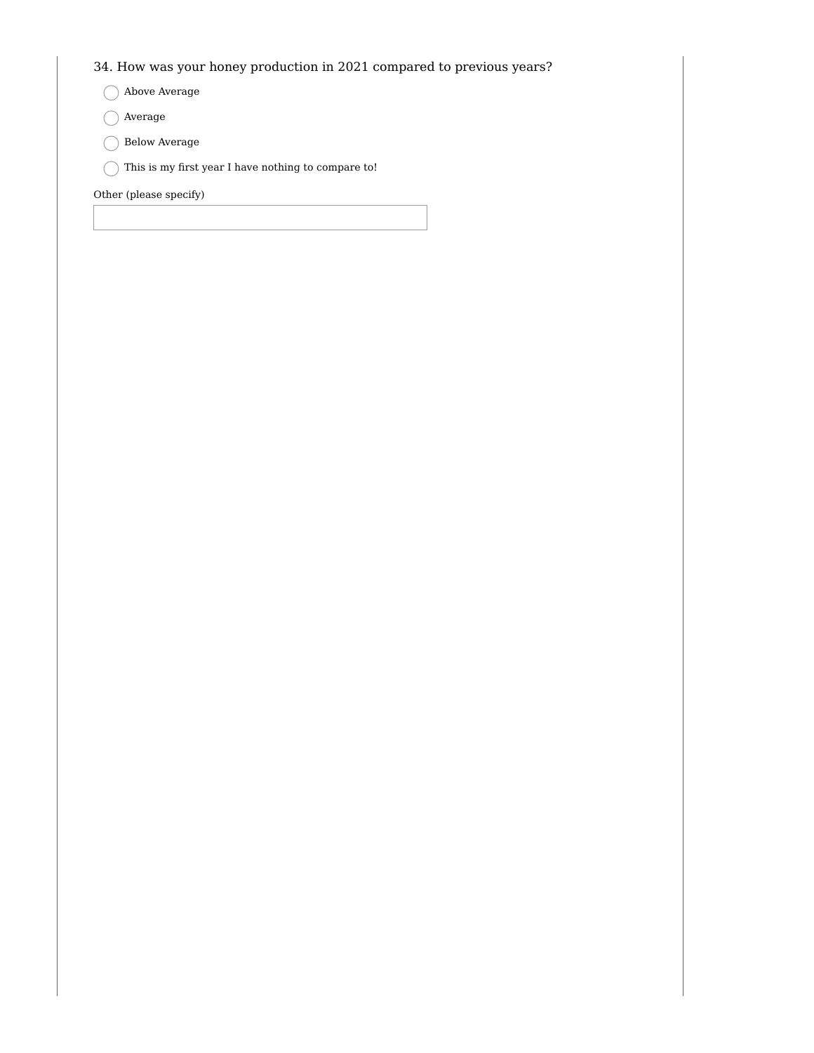34. How was your honey production in 2021 compared to previous years?

- Above Average
- Average
- Below Average
- This is my first year I have nothing to compare to!

Other (please specify)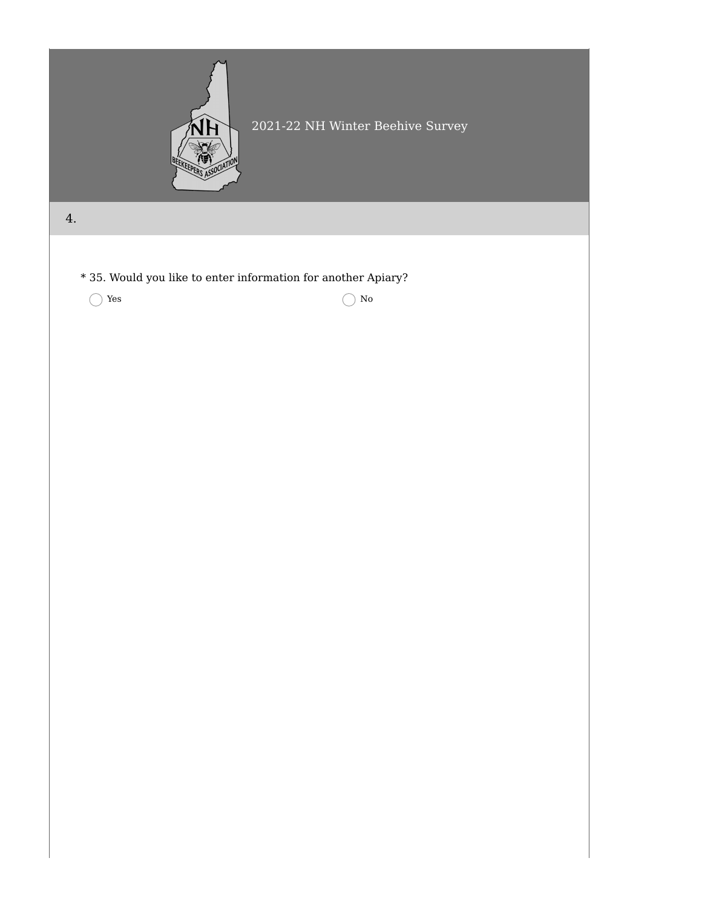2021-22 NH Winter Beehive Survey

## 4.

* 35. Would you like to enter information for another Apiary?

◯ Yes

◯ No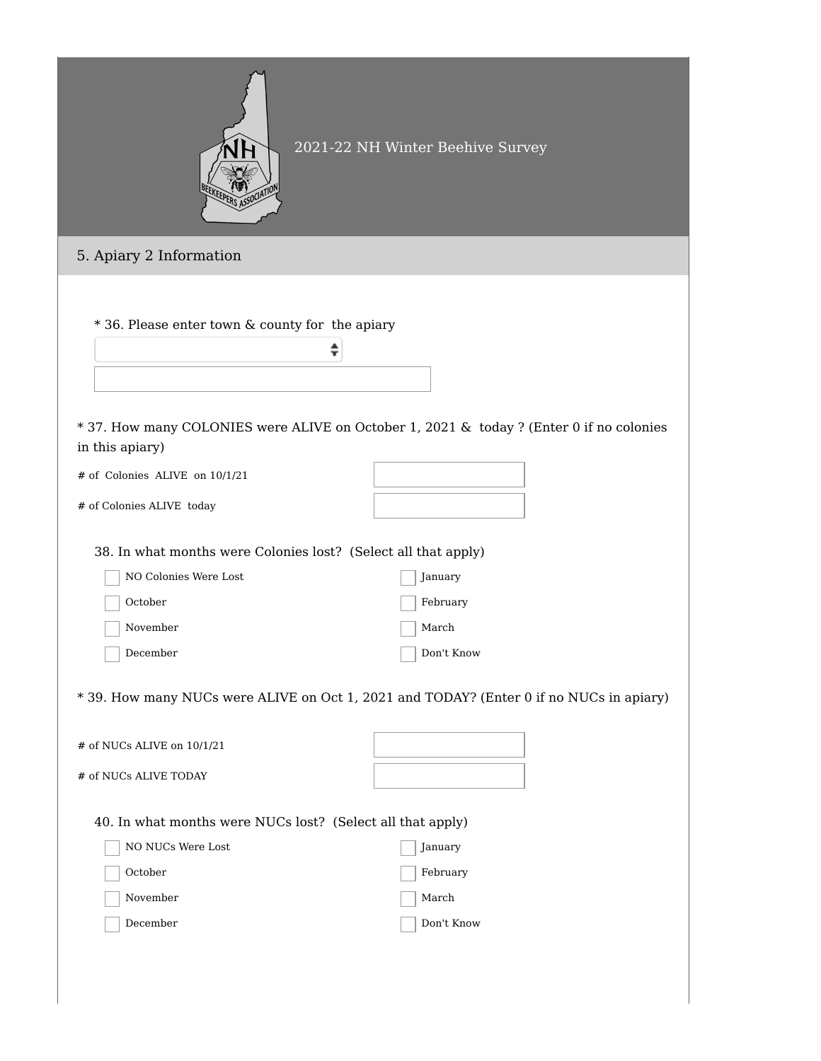2021-22 NH Winter Beehive Survey

## 5. Apiary 2 Information

\* 36. Please enter town & county for the apiary

\* 37. How many COLONIES were ALIVE on October 1, 2021 & today ? (Enter 0 if no colonies in this apiary)

# of Colonies ALIVE on 10/1/21

# of Colonies ALIVE today

38. In what months were Colonies lost? (Select all that apply)

- [ ] NO Colonies Were Lost
- [ ] October
- [ ] November
- [ ] December
- [ ] January
- [ ] February
- [ ] March
- [ ] Don't Know

\* 39. How many NUCs were ALIVE on Oct 1, 2021 and TODAY? (Enter 0 if no NUCs in apiary)

# of NUCs ALIVE on 10/1/21

# of NUCs ALIVE TODAY

40. In what months were NUCs lost? (Select all that apply)

- [ ] NO NUCs Were Lost
- [ ] October
- [ ] November
- [ ] December
- [ ] January
- [ ] February
- [ ] March
- [ ] Don't Know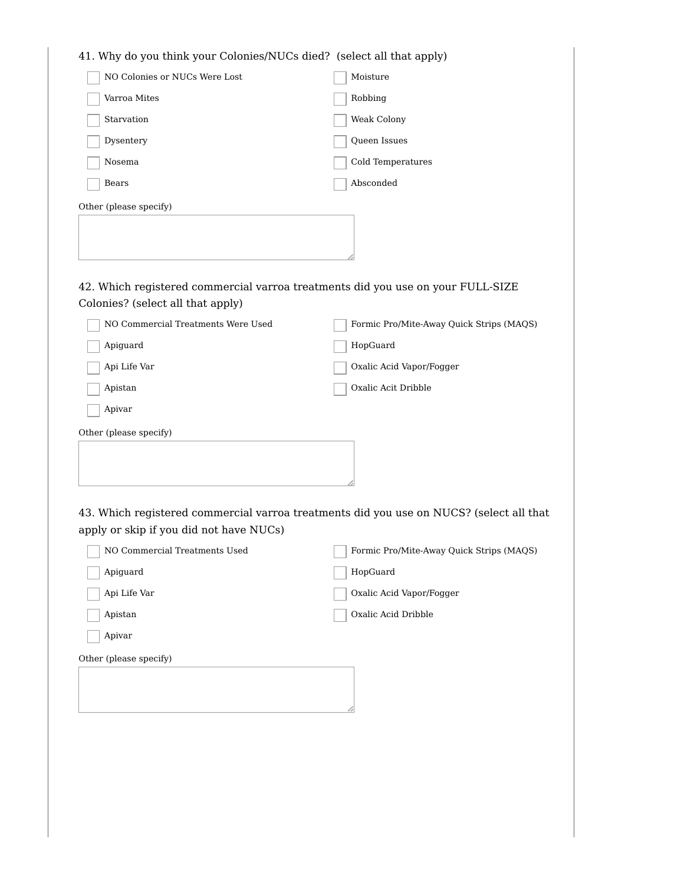41. Why do you think your Colonies/NUCs died? (select all that apply)

- [ ] NO Colonies or NUCs Were Lost
- [ ] Varroa Mites
- [ ] Starvation
- [ ] Dysentery
- [ ] Nosema
- [ ] Bears
- [ ] Moisture
- [ ] Robbing
- [ ] Weak Colony
- [ ] Queen Issues
- [ ] Cold Temperatures
- [ ] Absconded

Other (please specify)

42. Which registered commercial varroa treatments did you use on your FULL-SIZE Colonies? (select all that apply)

- [ ] NO Commercial Treatments Were Used
- [ ] Apiguard
- [ ] Api Life Var
- [ ] Apistan
- [ ] Apivar
- [ ] Formic Pro/Mite-Away Quick Strips (MAQS)
- [ ] HopGuard
- [ ] Oxalic Acid Vapor/Fogger
- [ ] Oxalic Acit Dribble

Other (please specify)

43. Which registered commercial varroa treatments did you use on NUCS? (select all that apply or skip if you did not have NUCs)

- [ ] NO Commercial Treatments Used
- [ ] Apiguard
- [ ] Api Life Var
- [ ] Apistan
- [ ] Apivar
- [ ] Formic Pro/Mite-Away Quick Strips (MAQS)
- [ ] HopGuard
- [ ] Oxalic Acid Vapor/Fogger
- [ ] Oxalic Acid Dribble

Other (please specify)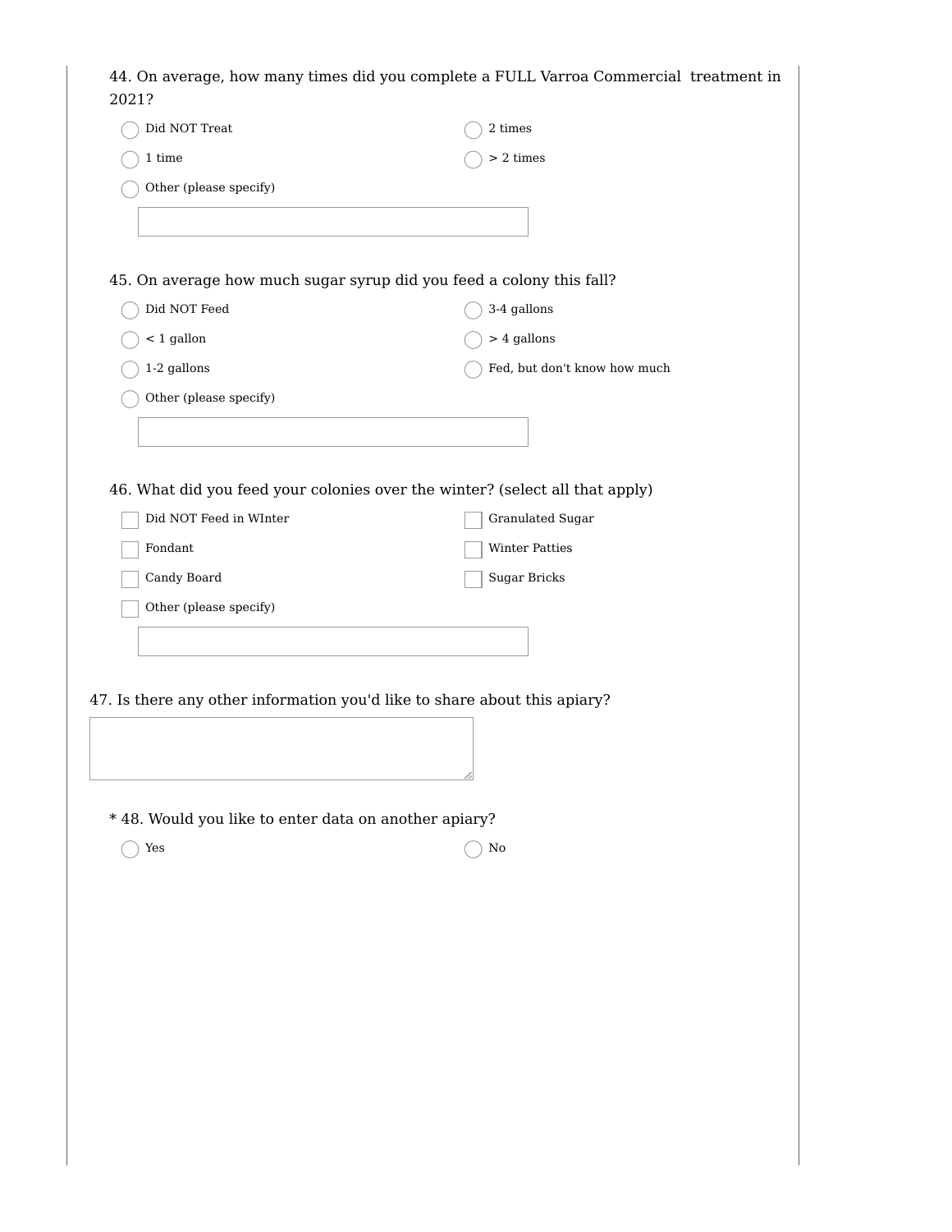44. On average, how many times did you complete a FULL Varroa Commercial treatment in 2021?

- ◯ Did NOT Treat
- ◯ 1 time
- ◯ 2 times
- ◯ > 2 times
- ◯ Other (please specify)

\_\_\_\_\_\_\_\_\_\_\_\_\_\_\_\_\_\_\_\_

45. On average how much sugar syrup did you feed a colony this fall?

- ◯ Did NOT Feed
- ◯ < 1 gallon
- ◯ 1-2 gallons
- ◯ 3-4 gallons
- ◯ > 4 gallons
- ◯ Fed, but don't know how much
- ◯ Other (please specify)

\_\_\_\_\_\_\_\_\_\_\_\_\_\_\_\_\_\_\_\_

46. What did you feed your colonies over the winter? (select all that apply)

- ☐ Did NOT Feed in WInter
- ☐ Fondant
- ☐ Candy Board
- ☐ Granulated Sugar
- ☐ Winter Patties
- ☐ Sugar Bricks
- ☐ Other (please specify)

\_\_\_\_\_\_\_\_\_\_\_\_\_\_\_\_\_\_\_\_

47. Is there any other information you'd like to share about this apiary?

\_\_\_\_\_\_\_\_\_\_\_\_\_\_\_\_\_\_\_\_

* 48. Would you like to enter data on another apiary?

- ◯ Yes
- ◯ No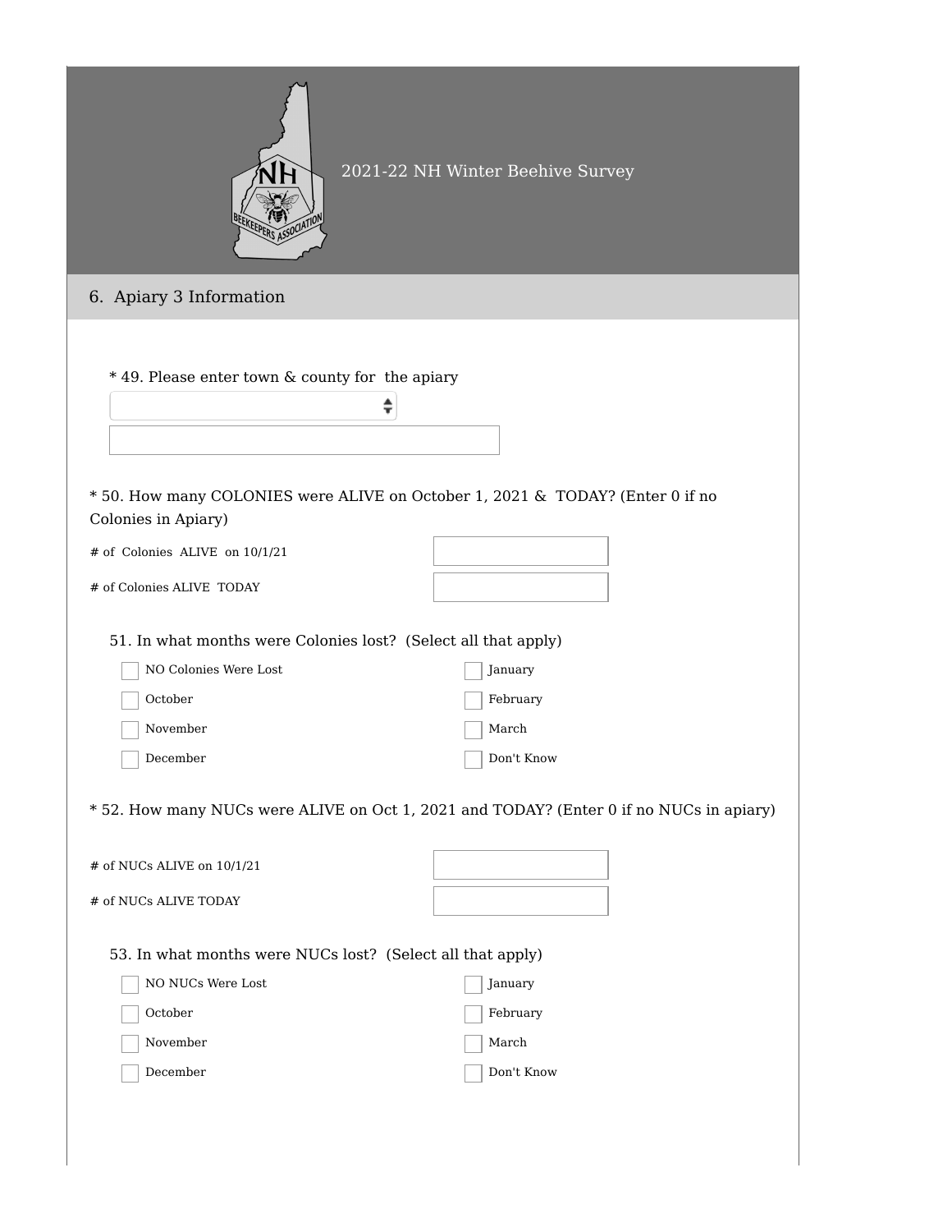2021-22 NH Winter Beehive Survey

## 6. Apiary 3 Information

\* 49. Please enter town & county for the apiary

\* 50. How many COLONIES were ALIVE on October 1, 2021 & TODAY? (Enter 0 if no Colonies in Apiary)

# of Colonies ALIVE on 10/1/21

# of Colonies ALIVE TODAY

51. In what months were Colonies lost? (Select all that apply)

- [ ] NO Colonies Were Lost
- [ ] October
- [ ] November
- [ ] December
- [ ] January
- [ ] February
- [ ] March
- [ ] Don't Know

\* 52. How many NUCs were ALIVE on Oct 1, 2021 and TODAY? (Enter 0 if no NUCs in apiary)

# of NUCs ALIVE on 10/1/21

# of NUCs ALIVE TODAY

53. In what months were NUCs lost? (Select all that apply)

- [ ] NO NUCs Were Lost
- [ ] October
- [ ] November
- [ ] December
- [ ] January
- [ ] February
- [ ] March
- [ ] Don't Know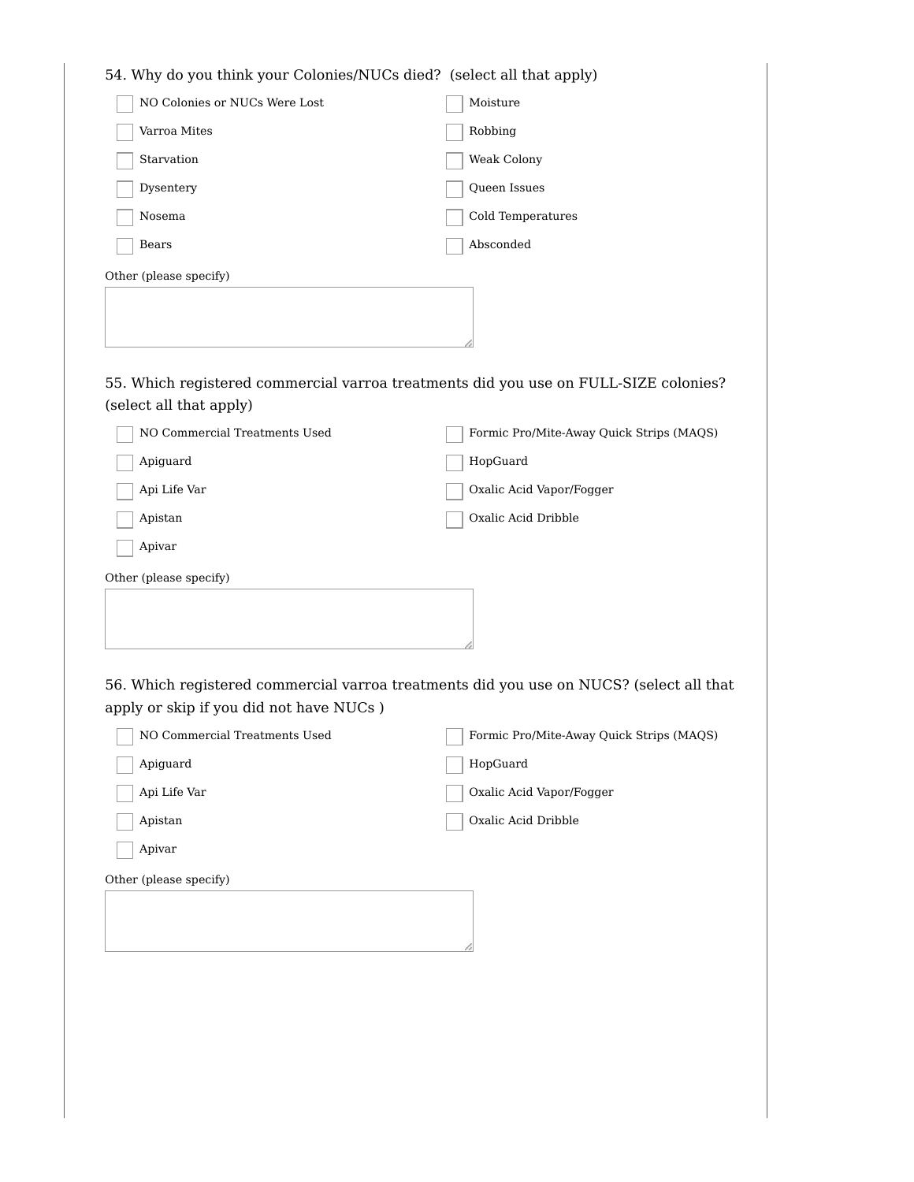54. Why do you think your Colonies/NUCs died? (select all that apply)

- [ ] NO Colonies or NUCs Were Lost
- [ ] Varroa Mites
- [ ] Starvation
- [ ] Dysentery
- [ ] Nosema
- [ ] Bears
- [ ] Moisture
- [ ] Robbing
- [ ] Weak Colony
- [ ] Queen Issues
- [ ] Cold Temperatures
- [ ] Absconded

Other (please specify)

55. Which registered commercial varroa treatments did you use on FULL-SIZE colonies? (select all that apply)

- [ ] NO Commercial Treatments Used
- [ ] Apiguard
- [ ] Api Life Var
- [ ] Apistan
- [ ] Apivar
- [ ] Formic Pro/Mite-Away Quick Strips (MAQS)
- [ ] HopGuard
- [ ] Oxalic Acid Vapor/Fogger
- [ ] Oxalic Acid Dribble

Other (please specify)

56. Which registered commercial varroa treatments did you use on NUCS? (select all that apply or skip if you did not have NUCs )

- [ ] NO Commercial Treatments Used
- [ ] Apiguard
- [ ] Api Life Var
- [ ] Apistan
- [ ] Apivar
- [ ] Formic Pro/Mite-Away Quick Strips (MAQS)
- [ ] HopGuard
- [ ] Oxalic Acid Vapor/Fogger
- [ ] Oxalic Acid Dribble

Other (please specify)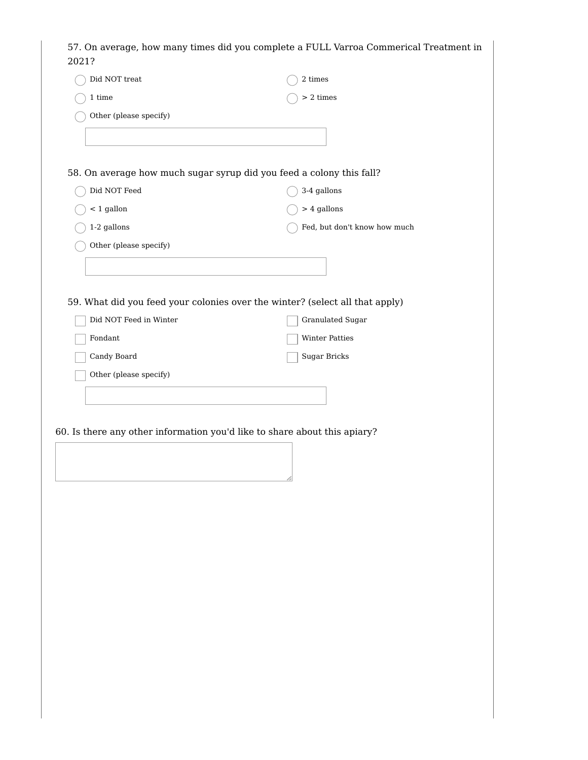57. On average, how many times did you complete a FULL Varroa Commerical Treatment in 2021?

- ◯ Did NOT treat
- ◯ 1 time
- ◯ 2 times
- ◯ > 2 times
- ◯ Other (please specify)

58. On average how much sugar syrup did you feed a colony this fall?

- ◯ Did NOT Feed
- ◯ < 1 gallon
- ◯ 1-2 gallons
- ◯ 3-4 gallons
- ◯ > 4 gallons
- ◯ Fed, but don't know how much
- ◯ Other (please specify)

59. What did you feed your colonies over the winter? (select all that apply)

- ☐ Did NOT Feed in Winter
- ☐ Fondant
- ☐ Candy Board
- ☐ Granulated Sugar
- ☐ Winter Patties
- ☐ Sugar Bricks
- ☐ Other (please specify)

60. Is there any other information you'd like to share about this apiary?